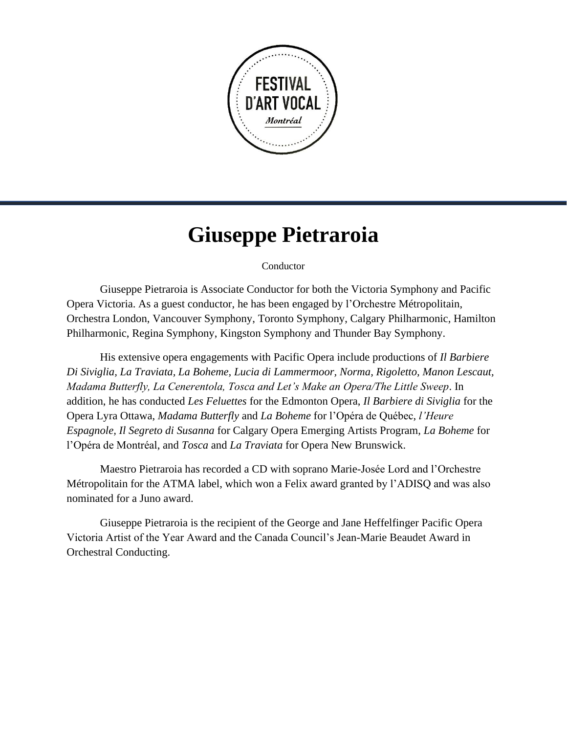FESTIVAL D'ART VOCAL Montréal

# Giuseppe Pietraroia

Conductor

Giuseppe Pietraroia is Associate Conductor for both the Victoria Symphony and Pacific Opera Victoria. As a guest conductor, he has been engaged by l'Orchestre Métropolitain, Orchestra London, Vancouver Symphony, Toronto Symphony, Calgary Philharmonic, Hamilton Philharmonic, Regina Symphony, Kingston Symphony and Thunder Bay Symphony.

His extensive opera engagements with Pacific Opera include productions of *Il Barbiere Di Siviglia*, *La Traviata*, *La Boheme*, *Lucia di Lammermoor*, *Norma*, *Rigoletto, Manon Lescaut, Madama Butterfly, La Cenerentola, Tosca and Let's Make an Opera/The Little Sweep*. In addition, he has conducted *Les Feluettes* for the Edmonton Opera, *Il Barbiere di Siviglia* for the Opera Lyra Ottawa, *Madama Butterfly* and *La Boheme* for l'Opéra de Québec, *l'Heure Espagnole, Il Segreto di Susanna* for Calgary Opera Emerging Artists Program, *La Boheme* for l'Opéra de Montréal, and *Tosca* and *La Traviata* for Opera New Brunswick.

Maestro Pietraroia has recorded a CD with soprano Marie-Josée Lord and l'Orchestre Métropolitain for the ATMA label, which won a Felix award granted by l'ADISQ and was also nominated for a Juno award.

Giuseppe Pietraroia is the recipient of the George and Jane Heffelfinger Pacific Opera Victoria Artist of the Year Award and the Canada Council's Jean-Marie Beaudet Award in Orchestral Conducting.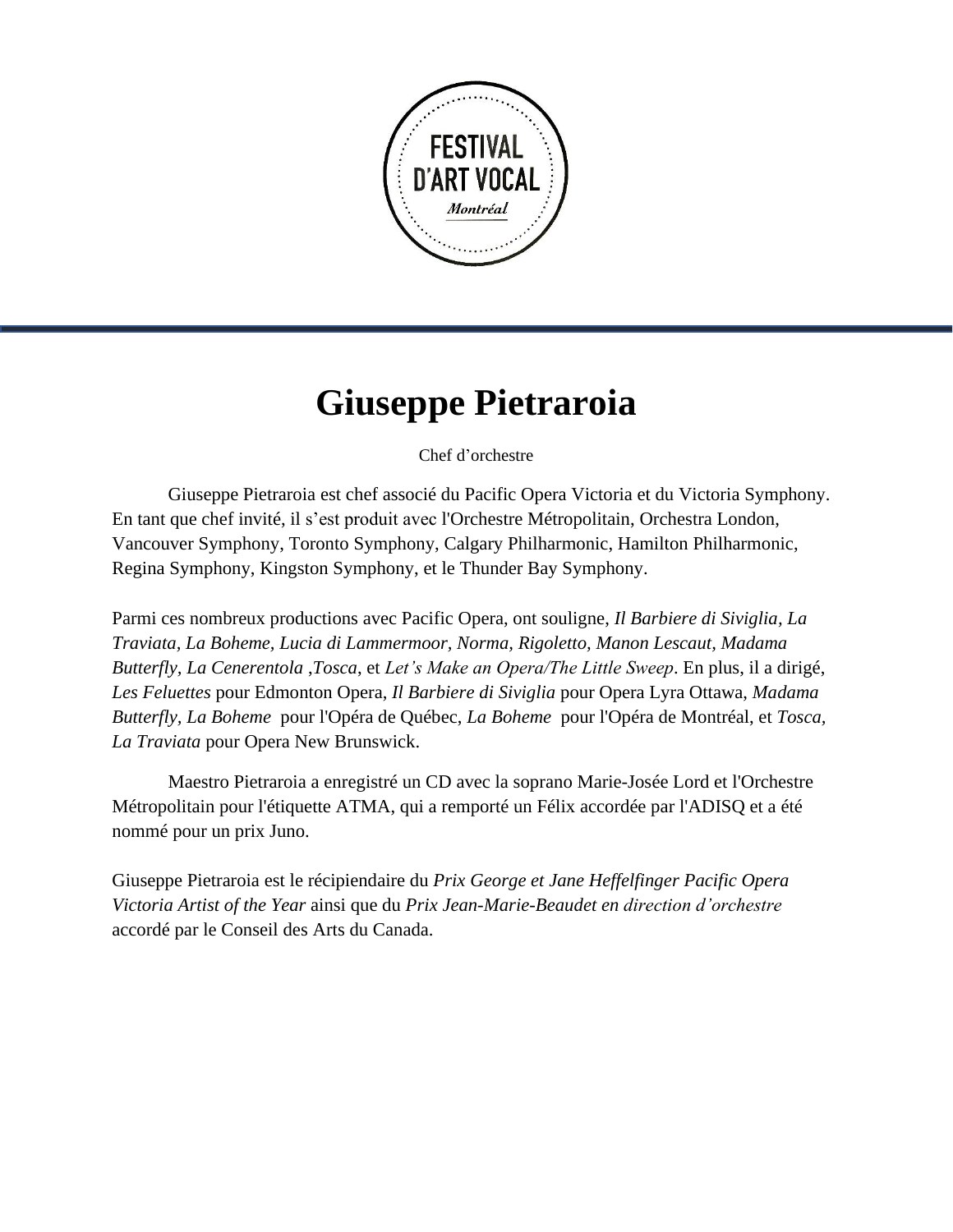# Giuseppe Pietraroia

Chef d'orchestre

Giuseppe Pietraroia est chef associé du Pacific Opera Victoria et du Victoria Symphony. En tant que chef invité, il s'est produit avec l'Orchestre Métropolitain, Orchestra London, Vancouver Symphony, Toronto Symphony, Calgary Philharmonic, Hamilton Philharmonic, Regina Symphony, Kingston Symphony, et le Thunder Bay Symphony.

Parmi ces nombreux productions avec Pacific Opera, ont souligne, *Il Barbiere di Siviglia, La Traviata, La Boheme, Lucia di Lammermoor, Norma, Rigoletto, Manon Lescaut, Madama Butterfly, La Cenerentola ,Tosca*, et *Let's Make an Opera/The Little Sweep*. En plus, il a dirigé, *Les Feluettes* pour Edmonton Opera, *Il Barbiere di Siviglia* pour Opera Lyra Ottawa, *Madama Butterfly, La Boheme* pour l'Opéra de Québec, *La Boheme* pour l'Opéra de Montréal, et *Tosca, La Traviata* pour Opera New Brunswick.

Maestro Pietraroia a enregistré un CD avec la soprano Marie-Josée Lord et l'Orchestre Métropolitain pour l'étiquette ATMA, qui a remporté un Félix accordée par l'ADISQ et a été nommé pour un prix Juno.

Giuseppe Pietraroia est le récipiendaire du *Prix George et Jane Heffelfinger Pacific Opera Victoria Artist of the Year* ainsi que du *Prix Jean-Marie-Beaudet en direction d'orchestre* accordé par le Conseil des Arts du Canada.